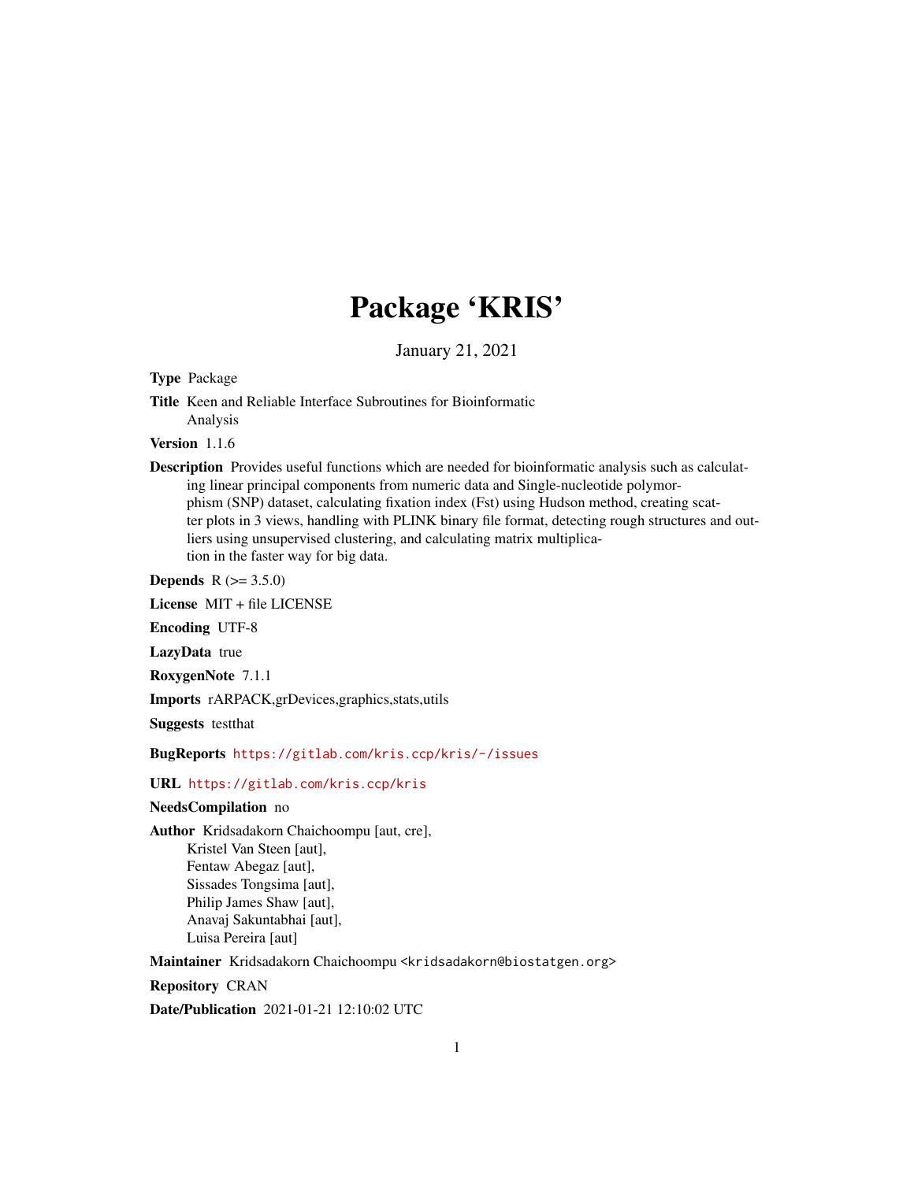# Package 'KRIS'

January 21, 2021

**Type** Package

**Title** Keen and Reliable Interface Subroutines for Bioinformatic Analysis

**Version** 1.1.6

**Description** Provides useful functions which are needed for bioinformatic analysis such as calculating linear principal components from numeric data and Single-nucleotide polymorphism (SNP) dataset, calculating fixation index (Fst) using Hudson method, creating scatter plots in 3 views, handling with PLINK binary file format, detecting rough structures and outliers using unsupervised clustering, and calculating matrix multiplication in the faster way for big data.

**Depends** R (>= 3.5.0)

**License** MIT + file LICENSE

**Encoding** UTF-8

**LazyData** true

**RoxygenNote** 7.1.1

**Imports** rARPACK,grDevices,graphics,stats,utils

**Suggests** testthat

**BugReports** https://gitlab.com/kris.ccp/kris/-/issues

**URL** https://gitlab.com/kris.ccp/kris

**NeedsCompilation** no

**Author** Kridsadakorn Chaichoompu [aut, cre],
Kristel Van Steen [aut],
Fentaw Abegaz [aut],
Sissades Tongsima [aut],
Philip James Shaw [aut],
Anavaj Sakuntabhai [aut],
Luisa Pereira [aut]

**Maintainer** Kridsadakorn Chaichoompu <kridsadakorn@biostatgen.org>

**Repository** CRAN

**Date/Publication** 2021-01-21 12:10:02 UTC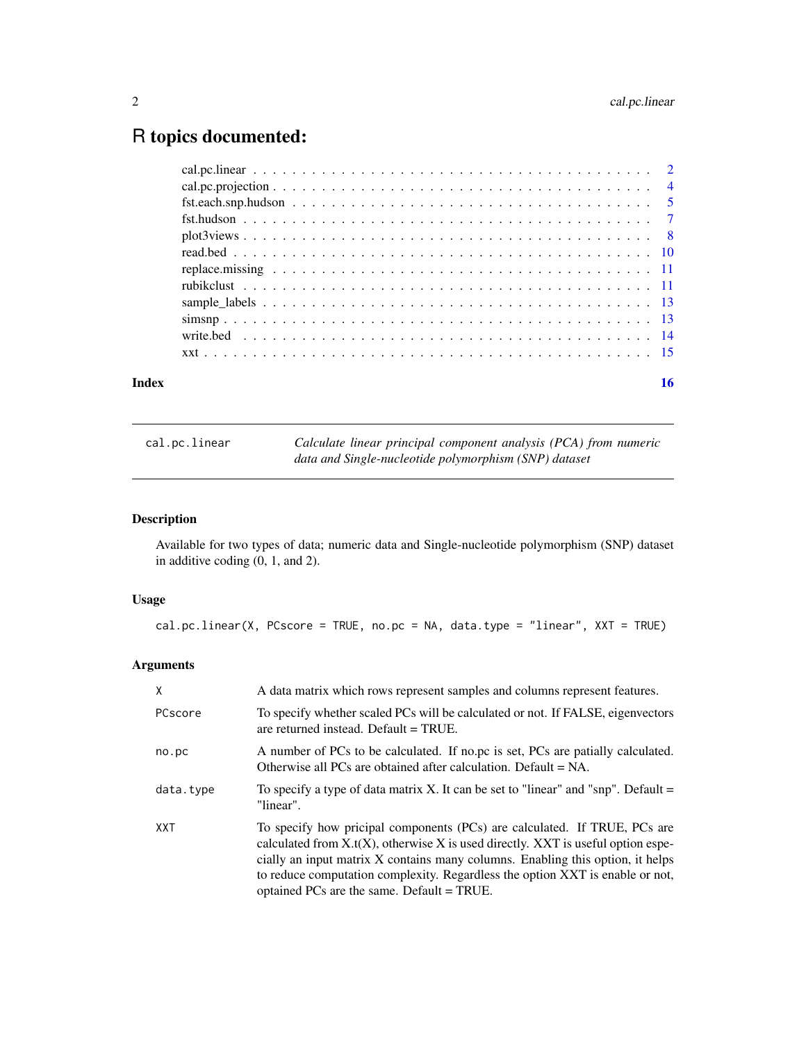# R topics documented:

- cal.pc.linear . . . . . . . . . . . . . . . . . . . . . . . . . . . . . . . . . . . . . . . . 2
- cal.pc.projection . . . . . . . . . . . . . . . . . . . . . . . . . . . . . . . . . . . . . 4
- fst.each.snp.hudson . . . . . . . . . . . . . . . . . . . . . . . . . . . . . . . . . . . 5
- fst.hudson . . . . . . . . . . . . . . . . . . . . . . . . . . . . . . . . . . . . . . . . . 7
- plot3views . . . . . . . . . . . . . . . . . . . . . . . . . . . . . . . . . . . . . . . . . 8
- read.bed . . . . . . . . . . . . . . . . . . . . . . . . . . . . . . . . . . . . . . . . . . 10
- replace.missing . . . . . . . . . . . . . . . . . . . . . . . . . . . . . . . . . . . . . . 11
- rubikclust . . . . . . . . . . . . . . . . . . . . . . . . . . . . . . . . . . . . . . . . . 11
- sample_labels . . . . . . . . . . . . . . . . . . . . . . . . . . . . . . . . . . . . . . . 13
- simsnp . . . . . . . . . . . . . . . . . . . . . . . . . . . . . . . . . . . . . . . . . . . 13
- write.bed . . . . . . . . . . . . . . . . . . . . . . . . . . . . . . . . . . . . . . . . . . 14
- xxt . . . . . . . . . . . . . . . . . . . . . . . . . . . . . . . . . . . . . . . . . . . . . 15

**Index** **16**

---

`cal.pc.linear` *Calculate linear principal component analysis (PCA) from numeric data and Single-nucleotide polymorphism (SNP) dataset*

---

## Description

Available for two types of data; numeric data and Single-nucleotide polymorphism (SNP) dataset in additive coding (0, 1, and 2).

## Usage

```
cal.pc.linear(X, PCscore = TRUE, no.pc = NA, data.type = "linear", XXT = TRUE)
```

## Arguments

| | |
|---|---|
| `X` | A data matrix which rows represent samples and columns represent features. |
| `PCscore` | To specify whether scaled PCs will be calculated or not. If FALSE, eigenvectors are returned instead. Default = TRUE. |
| `no.pc` | A number of PCs to be calculated. If no.pc is set, PCs are patially calculated. Otherwise all PCs are obtained after calculation. Default = NA. |
| `data.type` | To specify a type of data matrix X. It can be set to "linear" and "snp". Default = "linear". |
| `XXT` | To specify how pricipal components (PCs) are calculated. If TRUE, PCs are calculated from X.t(X), otherwise X is used directly. XXT is useful option especially an input matrix X contains many columns. Enabling this option, it helps to reduce computation complexity. Regardless the option XXT is enable or not, optained PCs are the same. Default = TRUE. |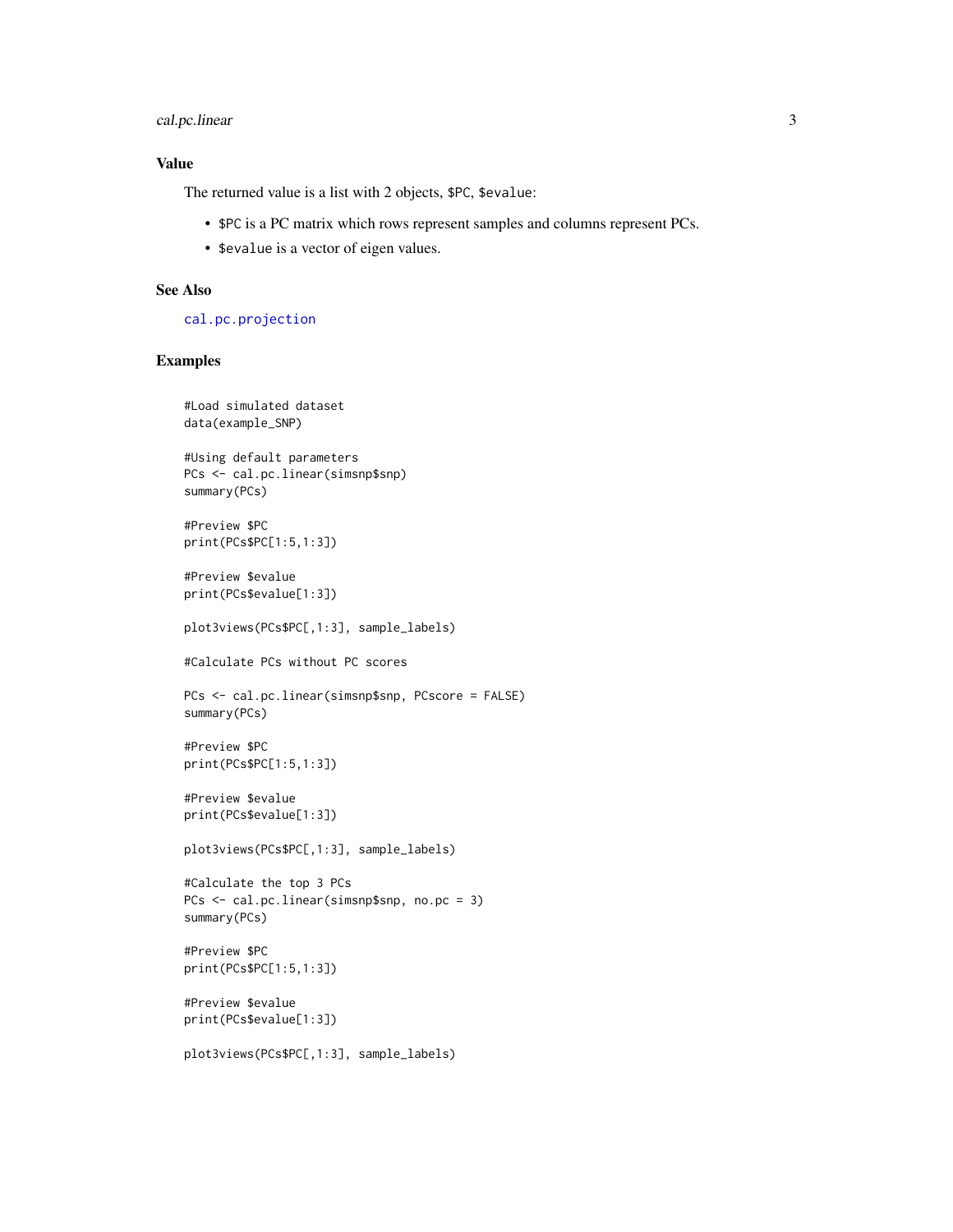## Value

The returned value is a list with 2 objects, `$PC`, `$evalue`:

- `$PC` is a PC matrix which rows represent samples and columns represent PCs.
- `$evalue` is a vector of eigen values.

## See Also

`cal.pc.projection`

## Examples

```
#Load simulated dataset
data(example_SNP)

#Using default parameters
PCs <- cal.pc.linear(simsnp$snp)
summary(PCs)

#Preview $PC
print(PCs$PC[1:5,1:3])

#Preview $evalue
print(PCs$evalue[1:3])

plot3views(PCs$PC[,1:3], sample_labels)

#Calculate PCs without PC scores

PCs <- cal.pc.linear(simsnp$snp, PCscore = FALSE)
summary(PCs)

#Preview $PC
print(PCs$PC[1:5,1:3])

#Preview $evalue
print(PCs$evalue[1:3])

plot3views(PCs$PC[,1:3], sample_labels)

#Calculate the top 3 PCs
PCs <- cal.pc.linear(simsnp$snp, no.pc = 3)
summary(PCs)

#Preview $PC
print(PCs$PC[1:5,1:3])

#Preview $evalue
print(PCs$evalue[1:3])

plot3views(PCs$PC[,1:3], sample_labels)
```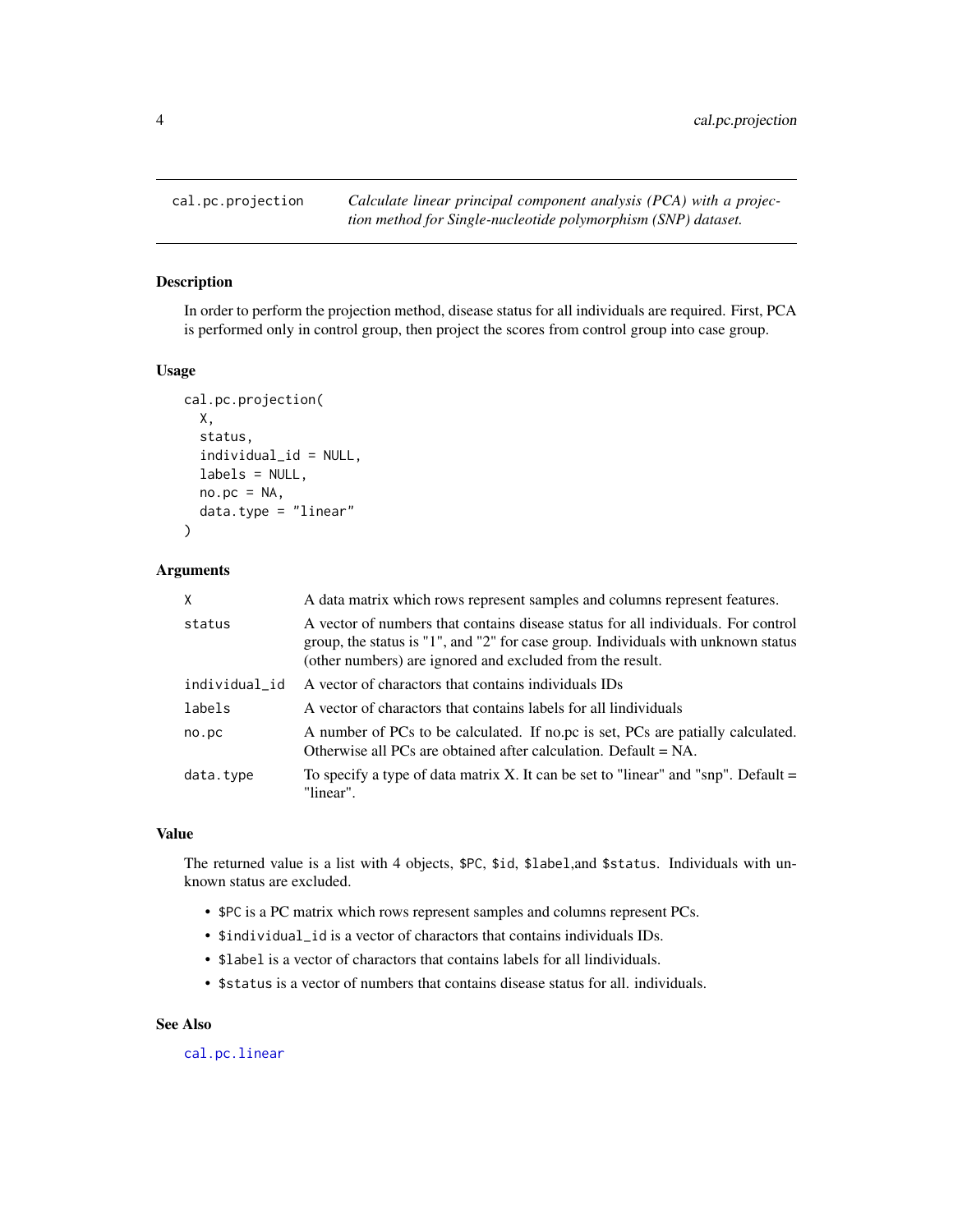## cal.pc.projection

*Calculate linear principal component analysis (PCA) with a projection method for Single-nucleotide polymorphism (SNP) dataset.*

### Description

In order to perform the projection method, disease status for all individuals are required. First, PCA is performed only in control group, then project the scores from control group into case group.

### Usage

```
cal.pc.projection(
  X,
  status,
  individual_id = NULL,
  labels = NULL,
  no.pc = NA,
  data.type = "linear"
)
```

### Arguments

| | |
|---|---|
| X | A data matrix which rows represent samples and columns represent features. |
| status | A vector of numbers that contains disease status for all individuals. For control group, the status is "1", and "2" for case group. Individuals with unknown status (other numbers) are ignored and excluded from the result. |
| individual_id | A vector of charactors that contains individuals IDs |
| labels | A vector of charactors that contains labels for all lindividuals |
| no.pc | A number of PCs to be calculated. If no.pc is set, PCs are patially calculated. Otherwise all PCs are obtained after calculation. Default = NA. |
| data.type | To specify a type of data matrix X. It can be set to "linear" and "snp". Default = "linear". |

### Value

The returned value is a list with 4 objects, `$PC`, `$id`, `$label`,and `$status`. Individuals with unknown status are excluded.

- `$PC` is a PC matrix which rows represent samples and columns represent PCs.
- `$individual_id` is a vector of charactors that contains individuals IDs.
- `$label` is a vector of charactors that contains labels for all lindividuals.
- `$status` is a vector of numbers that contains disease status for all. individuals.

### See Also

`cal.pc.linear`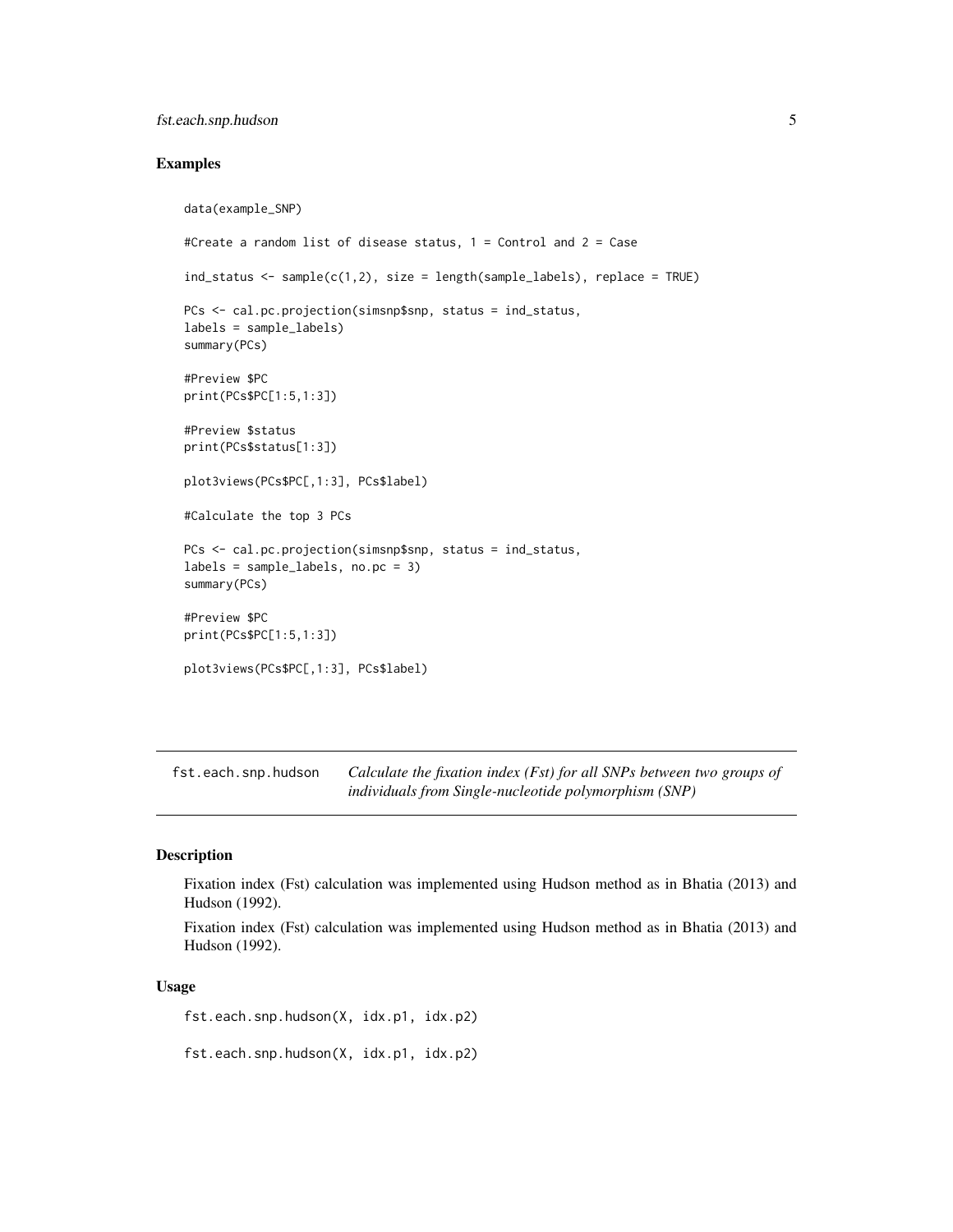## Examples

```
data(example_SNP)

#Create a random list of disease status, 1 = Control and 2 = Case

ind_status <- sample(c(1,2), size = length(sample_labels), replace = TRUE)

PCs <- cal.pc.projection(simsnp$snp, status = ind_status,
labels = sample_labels)
summary(PCs)

#Preview $PC
print(PCs$PC[1:5,1:3])

#Preview $status
print(PCs$status[1:3])

plot3views(PCs$PC[,1:3], PCs$label)

#Calculate the top 3 PCs

PCs <- cal.pc.projection(simsnp$snp, status = ind_status,
labels = sample_labels, no.pc = 3)
summary(PCs)

#Preview $PC
print(PCs$PC[1:5,1:3])

plot3views(PCs$PC[,1:3], PCs$label)
```

---

# fst.each.snp.hudson

*Calculate the fixation index (Fst) for all SNPs between two groups of individuals from Single-nucleotide polymorphism (SNP)*

---

## Description

Fixation index (Fst) calculation was implemented using Hudson method as in Bhatia (2013) and Hudson (1992).

Fixation index (Fst) calculation was implemented using Hudson method as in Bhatia (2013) and Hudson (1992).

## Usage

```
fst.each.snp.hudson(X, idx.p1, idx.p2)

fst.each.snp.hudson(X, idx.p1, idx.p2)
```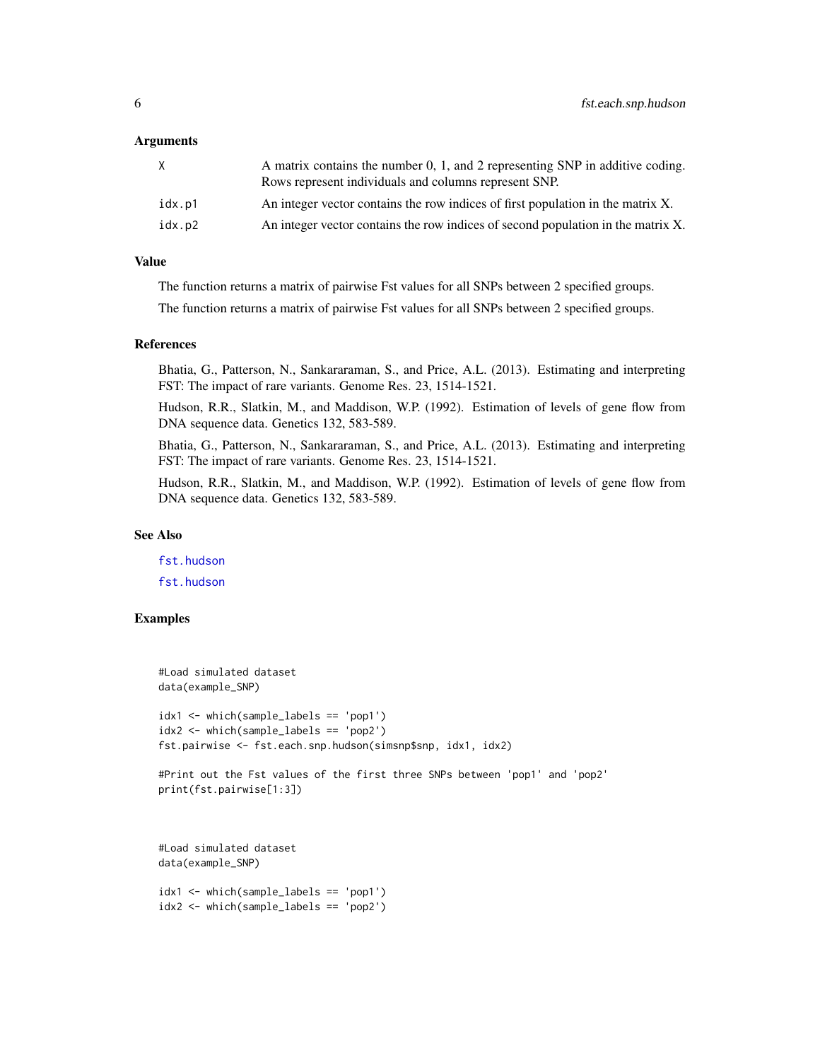### Arguments

| | |
|---|---|
| X | A matrix contains the number 0, 1, and 2 representing SNP in additive coding. Rows represent individuals and columns represent SNP. |
| idx.p1 | An integer vector contains the row indices of first population in the matrix X. |
| idx.p2 | An integer vector contains the row indices of second population in the matrix X. |

### Value

The function returns a matrix of pairwise Fst values for all SNPs between 2 specified groups.

The function returns a matrix of pairwise Fst values for all SNPs between 2 specified groups.

### References

Bhatia, G., Patterson, N., Sankararaman, S., and Price, A.L. (2013). Estimating and interpreting FST: The impact of rare variants. Genome Res. 23, 1514-1521.

Hudson, R.R., Slatkin, M., and Maddison, W.P. (1992). Estimation of levels of gene flow from DNA sequence data. Genetics 132, 583-589.

Bhatia, G., Patterson, N., Sankararaman, S., and Price, A.L. (2013). Estimating and interpreting FST: The impact of rare variants. Genome Res. 23, 1514-1521.

Hudson, R.R., Slatkin, M., and Maddison, W.P. (1992). Estimation of levels of gene flow from DNA sequence data. Genetics 132, 583-589.

### See Also

fst.hudson

fst.hudson

### Examples

```
#Load simulated dataset
data(example_SNP)

idx1 <- which(sample_labels == 'pop1')
idx2 <- which(sample_labels == 'pop2')
fst.pairwise <- fst.each.snp.hudson(simsnp$snp, idx1, idx2)

#Print out the Fst values of the first three SNPs between 'pop1' and 'pop2'
print(fst.pairwise[1:3])



#Load simulated dataset
data(example_SNP)

idx1 <- which(sample_labels == 'pop1')
idx2 <- which(sample_labels == 'pop2')
```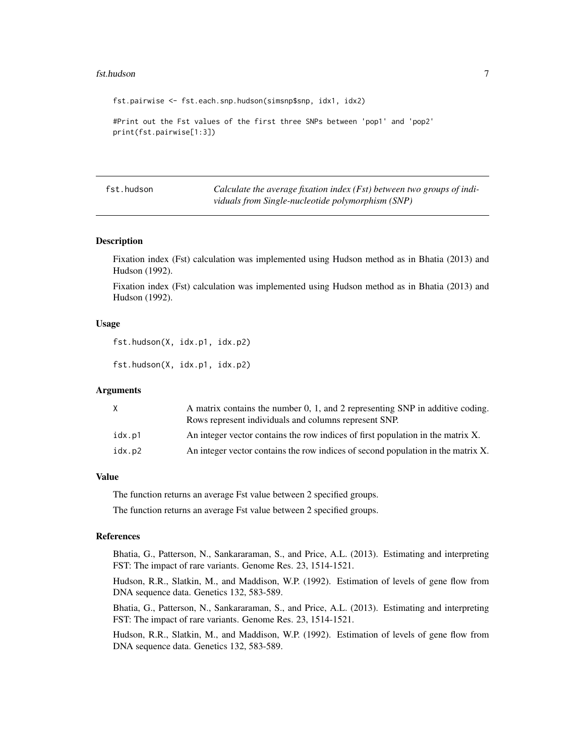```
fst.pairwise <- fst.each.snp.hudson(simsnp$snp, idx1, idx2)

#Print out the Fst values of the first three SNPs between 'pop1' and 'pop2'
print(fst.pairwise[1:3])
```

---

## fst.hudson

*Calculate the average fixation index (Fst) between two groups of individuals from Single-nucleotide polymorphism (SNP)*

---

### Description

Fixation index (Fst) calculation was implemented using Hudson method as in Bhatia (2013) and Hudson (1992).

Fixation index (Fst) calculation was implemented using Hudson method as in Bhatia (2013) and Hudson (1992).

### Usage

```
fst.hudson(X, idx.p1, idx.p2)

fst.hudson(X, idx.p1, idx.p2)
```

### Arguments

| | |
|---|---|
| X | A matrix contains the number 0, 1, and 2 representing SNP in additive coding. Rows represent individuals and columns represent SNP. |
| idx.p1 | An integer vector contains the row indices of first population in the matrix X. |
| idx.p2 | An integer vector contains the row indices of second population in the matrix X. |

### Value

The function returns an average Fst value between 2 specified groups.

The function returns an average Fst value between 2 specified groups.

### References

Bhatia, G., Patterson, N., Sankararaman, S., and Price, A.L. (2013). Estimating and interpreting FST: The impact of rare variants. Genome Res. 23, 1514-1521.

Hudson, R.R., Slatkin, M., and Maddison, W.P. (1992). Estimation of levels of gene flow from DNA sequence data. Genetics 132, 583-589.

Bhatia, G., Patterson, N., Sankararaman, S., and Price, A.L. (2013). Estimating and interpreting FST: The impact of rare variants. Genome Res. 23, 1514-1521.

Hudson, R.R., Slatkin, M., and Maddison, W.P. (1992). Estimation of levels of gene flow from DNA sequence data. Genetics 132, 583-589.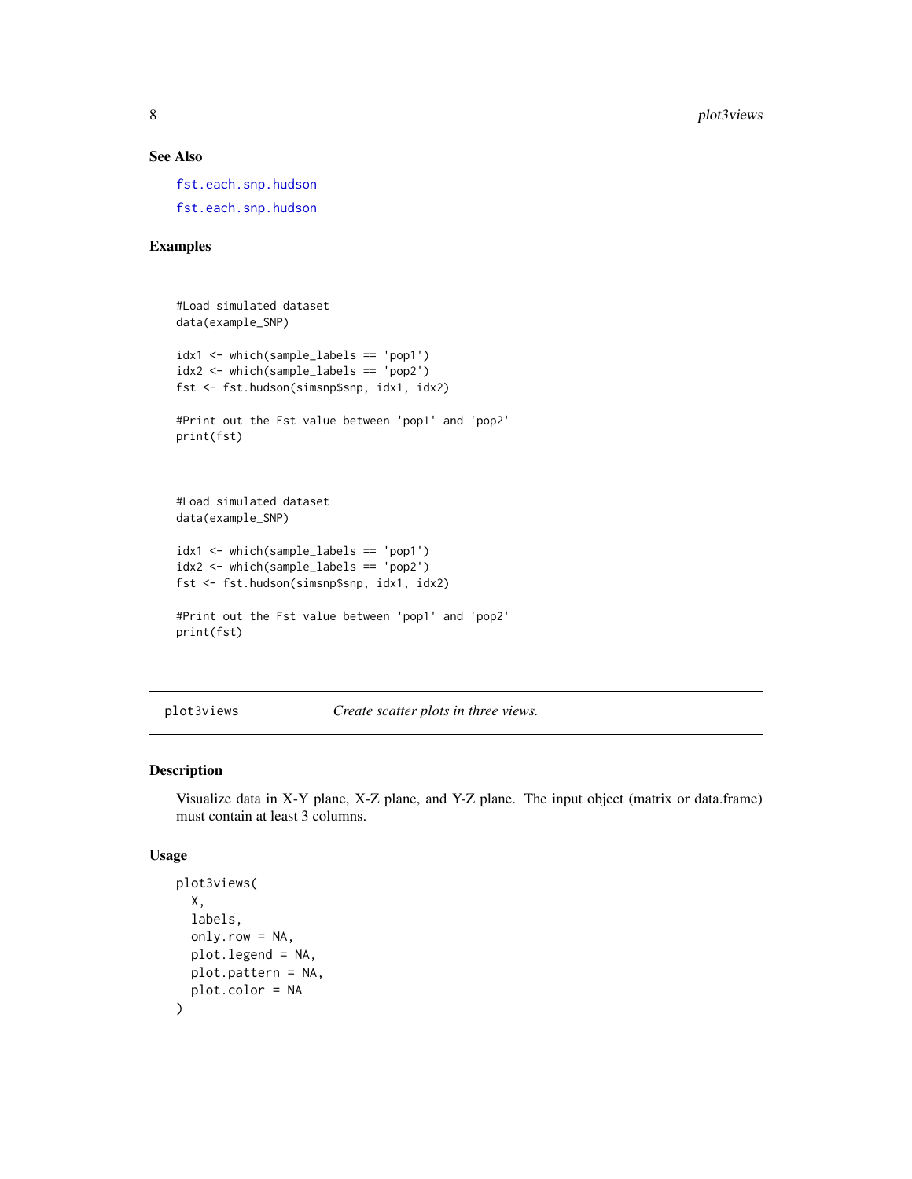### See Also

fst.each.snp.hudson

fst.each.snp.hudson

### Examples

```
#Load simulated dataset
data(example_SNP)

idx1 <- which(sample_labels == 'pop1')
idx2 <- which(sample_labels == 'pop2')
fst <- fst.hudson(simsnp$snp, idx1, idx2)

#Print out the Fst value between 'pop1' and 'pop2'
print(fst)



#Load simulated dataset
data(example_SNP)

idx1 <- which(sample_labels == 'pop1')
idx2 <- which(sample_labels == 'pop2')
fst <- fst.hudson(simsnp$snp, idx1, idx2)

#Print out the Fst value between 'pop1' and 'pop2'
print(fst)
```

---

## plot3views *Create scatter plots in three views.*

---

### Description

Visualize data in X-Y plane, X-Z plane, and Y-Z plane. The input object (matrix or data.frame) must contain at least 3 columns.

### Usage

```
plot3views(
  X,
  labels,
  only.row = NA,
  plot.legend = NA,
  plot.pattern = NA,
  plot.color = NA
)
```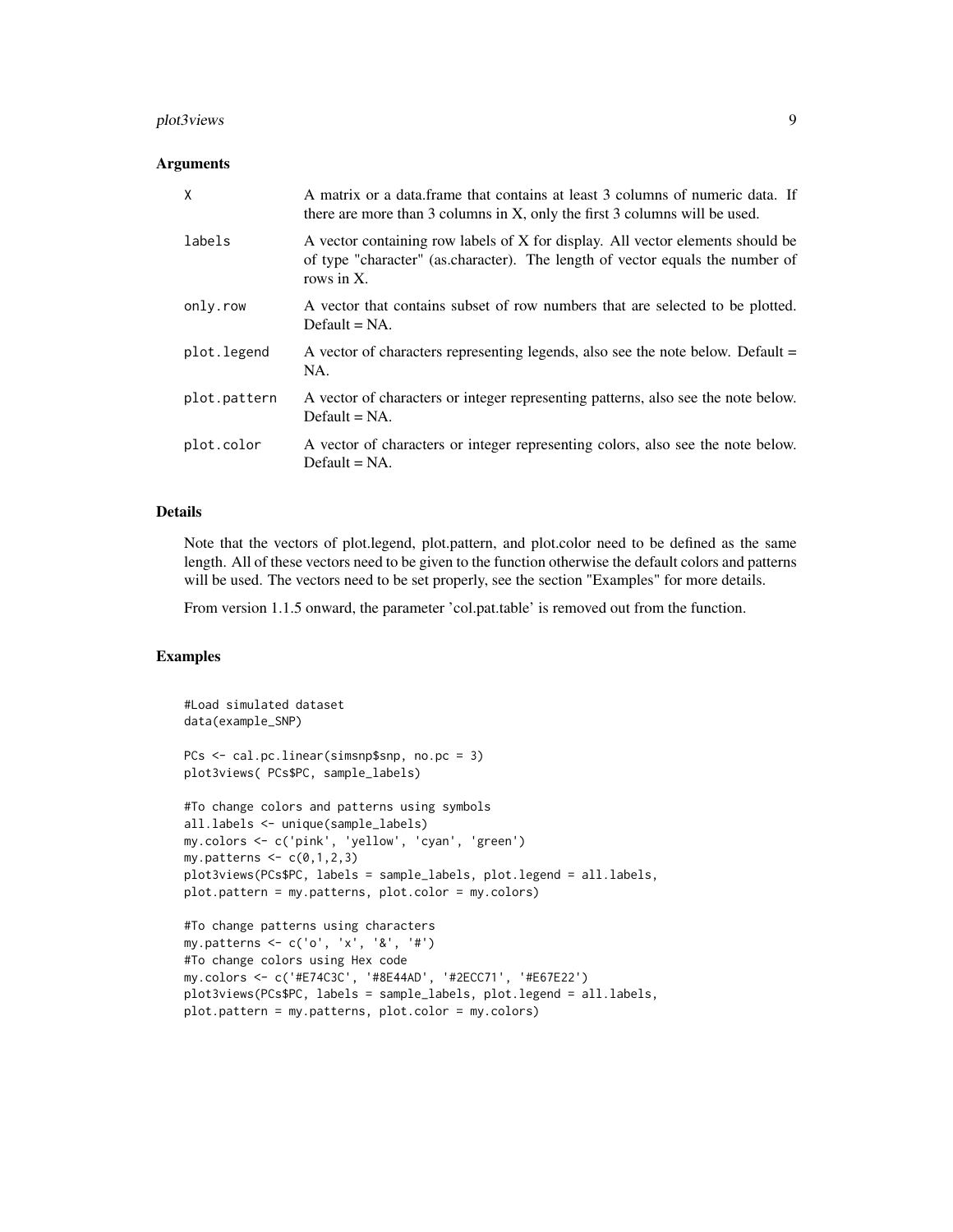### Arguments

| | |
|---|---|
| X | A matrix or a data.frame that contains at least 3 columns of numeric data. If there are more than 3 columns in X, only the first 3 columns will be used. |
| labels | A vector containing row labels of X for display. All vector elements should be of type "character" (as.character). The length of vector equals the number of rows in X. |
| only.row | A vector that contains subset of row numbers that are selected to be plotted. Default = NA. |
| plot.legend | A vector of characters representing legends, also see the note below. Default = NA. |
| plot.pattern | A vector of characters or integer representing patterns, also see the note below. Default = NA. |
| plot.color | A vector of characters or integer representing colors, also see the note below. Default = NA. |

### Details

Note that the vectors of plot.legend, plot.pattern, and plot.color need to be defined as the same length. All of these vectors need to be given to the function otherwise the default colors and patterns will be used. The vectors need to be set properly, see the section "Examples" for more details.

From version 1.1.5 onward, the parameter 'col.pat.table' is removed out from the function.

### Examples

```
#Load simulated dataset
data(example_SNP)

PCs <- cal.pc.linear(simsnp$snp, no.pc = 3)
plot3views( PCs$PC, sample_labels)

#To change colors and patterns using symbols
all.labels <- unique(sample_labels)
my.colors <- c('pink', 'yellow', 'cyan', 'green')
my.patterns <- c(0,1,2,3)
plot3views(PCs$PC, labels = sample_labels, plot.legend = all.labels,
plot.pattern = my.patterns, plot.color = my.colors)

#To change patterns using characters
my.patterns <- c('o', 'x', '&', '#')
#To change colors using Hex code
my.colors <- c('#E74C3C', '#8E44AD', '#2ECC71', '#E67E22')
plot3views(PCs$PC, labels = sample_labels, plot.legend = all.labels,
plot.pattern = my.patterns, plot.color = my.colors)
```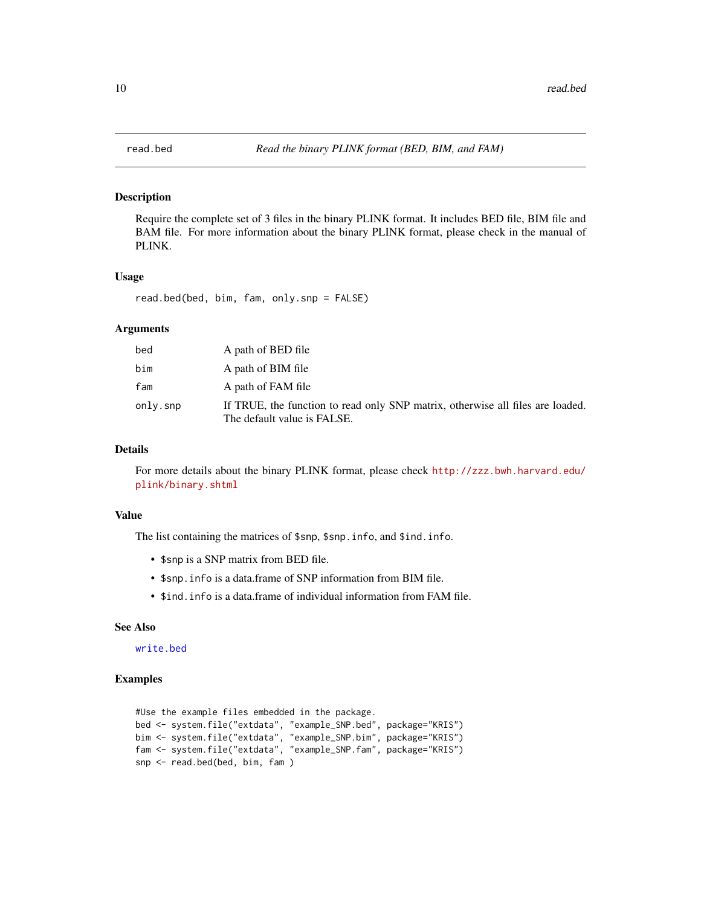## read.bed — *Read the binary PLINK format (BED, BIM, and FAM)*

### Description

Require the complete set of 3 files in the binary PLINK format. It includes BED file, BIM file and BAM file. For more information about the binary PLINK format, please check in the manual of PLINK.

### Usage

```
read.bed(bed, bim, fam, only.snp = FALSE)
```

### Arguments

| | |
|---|---|
| `bed` | A path of BED file |
| `bim` | A path of BIM file |
| `fam` | A path of FAM file |
| `only.snp` | If TRUE, the function to read only SNP matrix, otherwise all files are loaded. The default value is FALSE. |

### Details

For more details about the binary PLINK format, please check http://zzz.bwh.harvard.edu/plink/binary.shtml

### Value

The list containing the matrices of `$snp`, `$snp.info`, and `$ind.info`.

- `$snp` is a SNP matrix from BED file.
- `$snp.info` is a data.frame of SNP information from BIM file.
- `$ind.info` is a data.frame of individual information from FAM file.

### See Also

`write.bed`

### Examples

```
#Use the example files embedded in the package.
bed <- system.file("extdata", "example_SNP.bed", package="KRIS")
bim <- system.file("extdata", "example_SNP.bim", package="KRIS")
fam <- system.file("extdata", "example_SNP.fam", package="KRIS")
snp <- read.bed(bed, bim, fam )
```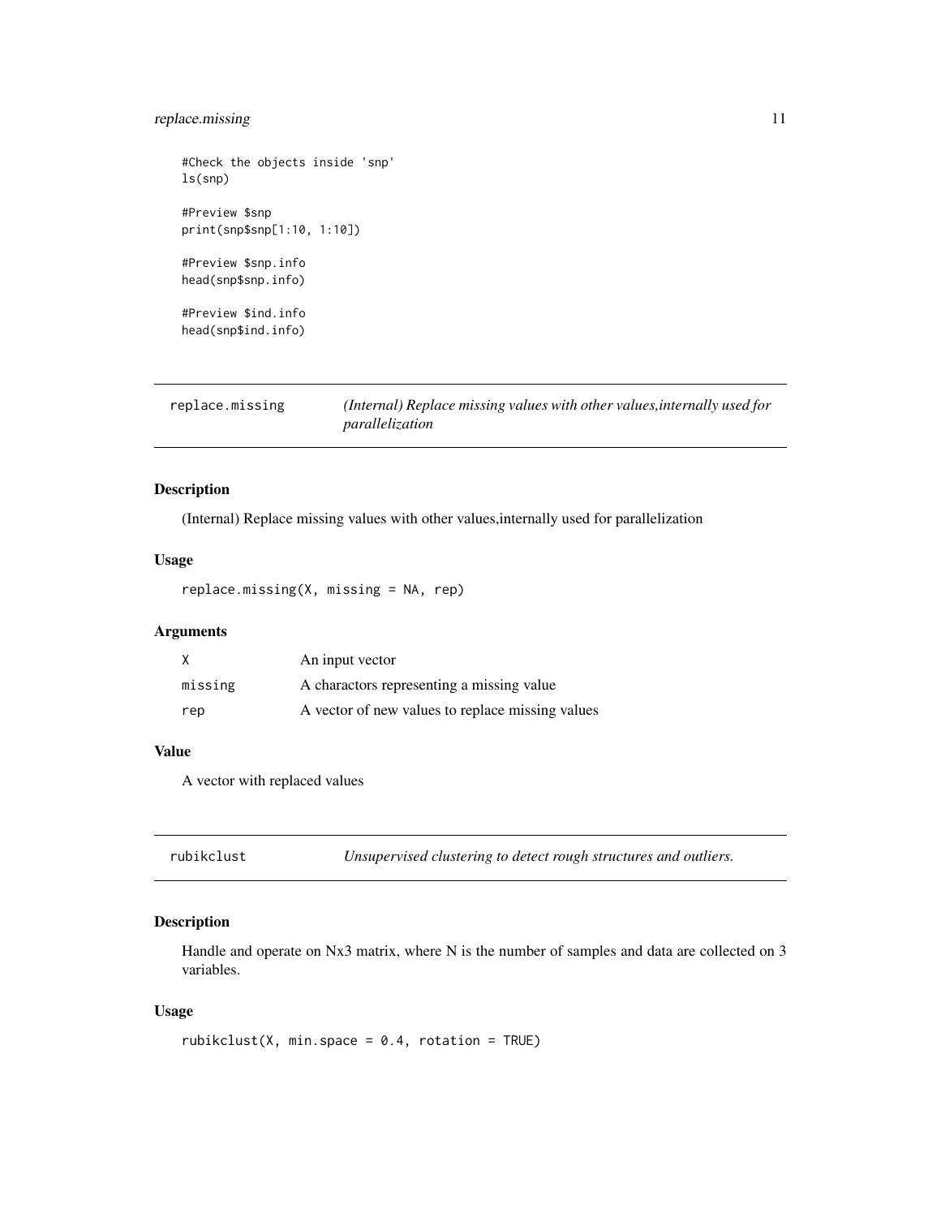```
#Check the objects inside 'snp'
ls(snp)

#Preview $snp
print(snp$snp[1:10, 1:10])

#Preview $snp.info
head(snp$snp.info)

#Preview $ind.info
head(snp$ind.info)
```

## replace.missing — *(Internal) Replace missing values with other values,internally used for parallelization*

### Description

(Internal) Replace missing values with other values,internally used for parallelization

### Usage

```
replace.missing(X, missing = NA, rep)
```

### Arguments

| | |
|---|---|
| X | An input vector |
| missing | A charactors representing a missing value |
| rep | A vector of new values to replace missing values |

### Value

A vector with replaced values

## rubikclust — *Unsupervised clustering to detect rough structures and outliers.*

### Description

Handle and operate on Nx3 matrix, where N is the number of samples and data are collected on 3 variables.

### Usage

```
rubikclust(X, min.space = 0.4, rotation = TRUE)
```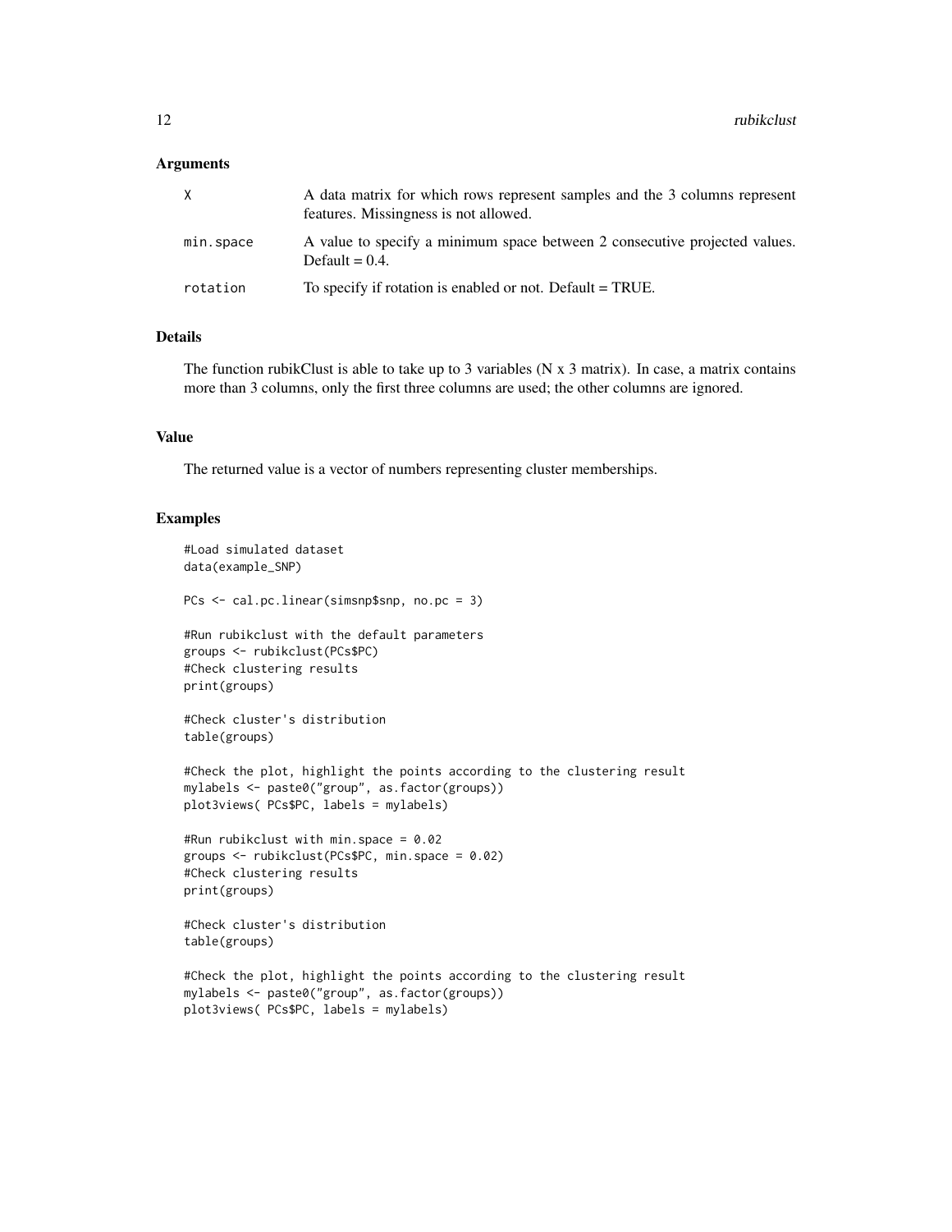### Arguments

| | |
|---|---|
| `X` | A data matrix for which rows represent samples and the 3 columns represent features. Missingness is not allowed. |
| `min.space` | A value to specify a minimum space between 2 consecutive projected values. Default = 0.4. |
| `rotation` | To specify if rotation is enabled or not. Default = TRUE. |

### Details

The function rubikClust is able to take up to 3 variables (N x 3 matrix). In case, a matrix contains more than 3 columns, only the first three columns are used; the other columns are ignored.

### Value

The returned value is a vector of numbers representing cluster memberships.

### Examples

```
#Load simulated dataset
data(example_SNP)

PCs <- cal.pc.linear(simsnp$snp, no.pc = 3)

#Run rubikclust with the default parameters
groups <- rubikclust(PCs$PC)
#Check clustering results
print(groups)

#Check cluster's distribution
table(groups)

#Check the plot, highlight the points according to the clustering result
mylabels <- paste0("group", as.factor(groups))
plot3views( PCs$PC, labels = mylabels)

#Run rubikclust with min.space = 0.02
groups <- rubikclust(PCs$PC, min.space = 0.02)
#Check clustering results
print(groups)

#Check cluster's distribution
table(groups)

#Check the plot, highlight the points according to the clustering result
mylabels <- paste0("group", as.factor(groups))
plot3views( PCs$PC, labels = mylabels)
```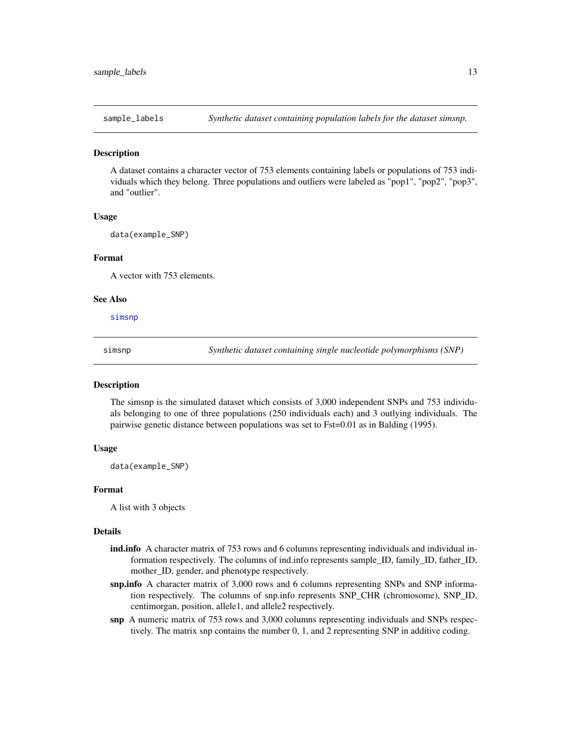## sample_labels — *Synthetic dataset containing population labels for the dataset simsnp.*

### Description

A dataset contains a character vector of 753 elements containing labels or populations of 753 individuals which they belong. Three populations and outliers were labeled as "pop1", "pop2", "pop3", and "outlier".

### Usage

```
data(example_SNP)
```

### Format

A vector with 753 elements.

### See Also

simsnp

## simsnp — *Synthetic dataset containing single nucleotide polymorphisms (SNP)*

### Description

The simsnp is the simulated dataset which consists of 3,000 independent SNPs and 753 individuals belonging to one of three populations (250 individuals each) and 3 outlying individuals. The pairwise genetic distance between populations was set to Fst=0.01 as in Balding (1995).

### Usage

```
data(example_SNP)
```

### Format

A list with 3 objects

### Details

- **ind.info** A character matrix of 753 rows and 6 columns representing individuals and individual information respectively. The columns of ind.info represents sample_ID, family_ID, father_ID, mother_ID, gender, and phenotype respectively.
- **snp.info** A character matrix of 3,000 rows and 6 columns representing SNPs and SNP information respectively. The columns of snp.info represents SNP_CHR (chromosome), SNP_ID, centimorgan, position, allele1, and allele2 respectively.
- **snp** A numeric matrix of 753 rows and 3,000 columns representing individuals and SNPs respectively. The matrix snp contains the number 0, 1, and 2 representing SNP in additive coding.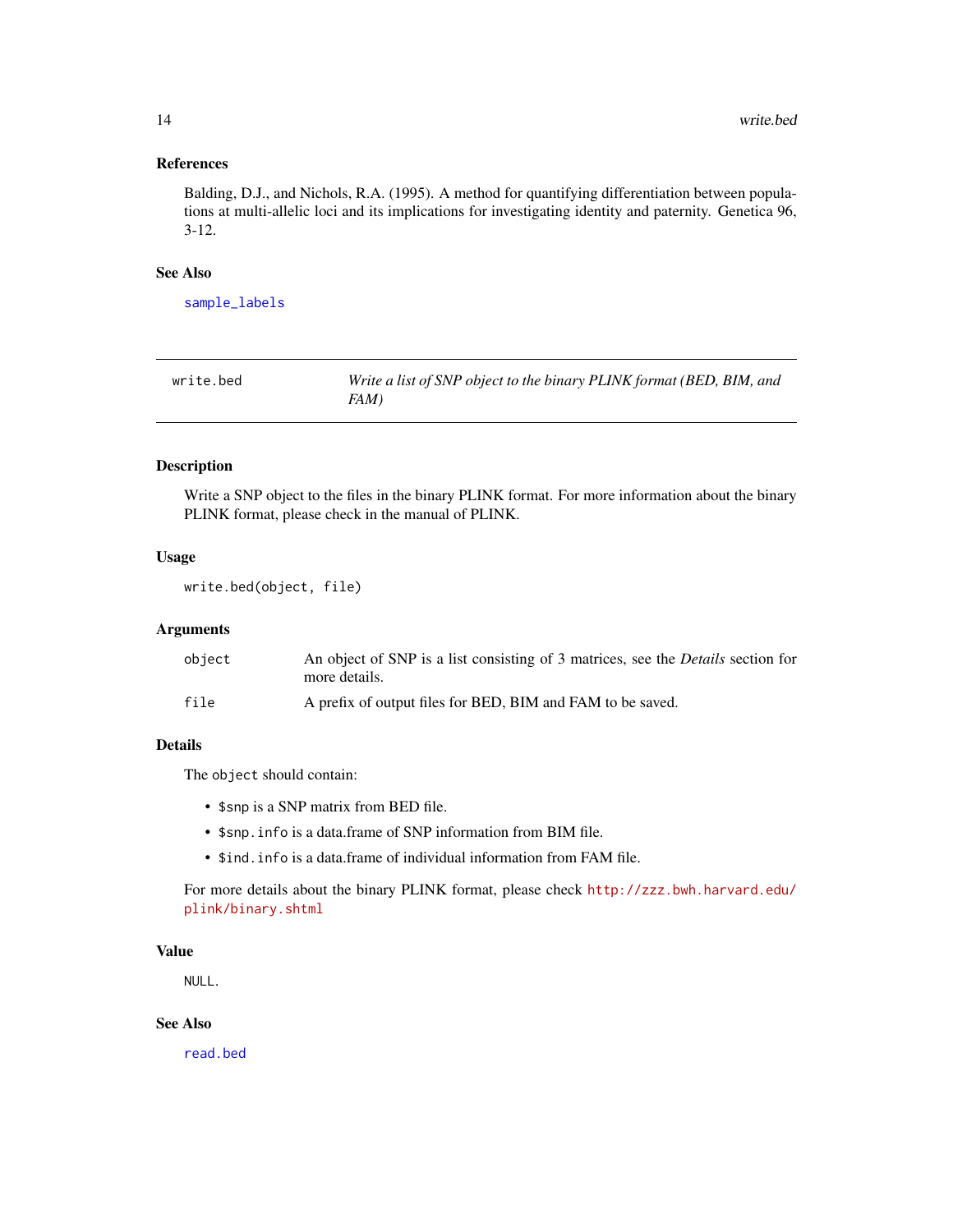### References

Balding, D.J., and Nichols, R.A. (1995). A method for quantifying differentiation between populations at multi-allelic loci and its implications for investigating identity and paternity. Genetica 96, 3-12.

### See Also

sample_labels

---

## write.bed — *Write a list of SNP object to the binary PLINK format (BED, BIM, and FAM)*

---

### Description

Write a SNP object to the files in the binary PLINK format. For more information about the binary PLINK format, please check in the manual of PLINK.

### Usage

```
write.bed(object, file)
```

### Arguments

| | |
|---|---|
| object | An object of SNP is a list consisting of 3 matrices, see the *Details* section for more details. |
| file | A prefix of output files for BED, BIM and FAM to be saved. |

### Details

The `object` should contain:

- `$snp` is a SNP matrix from BED file.
- `$snp.info` is a data.frame of SNP information from BIM file.
- `$ind.info` is a data.frame of individual information from FAM file.

For more details about the binary PLINK format, please check http://zzz.bwh.harvard.edu/plink/binary.shtml

### Value

`NULL`.

### See Also

read.bed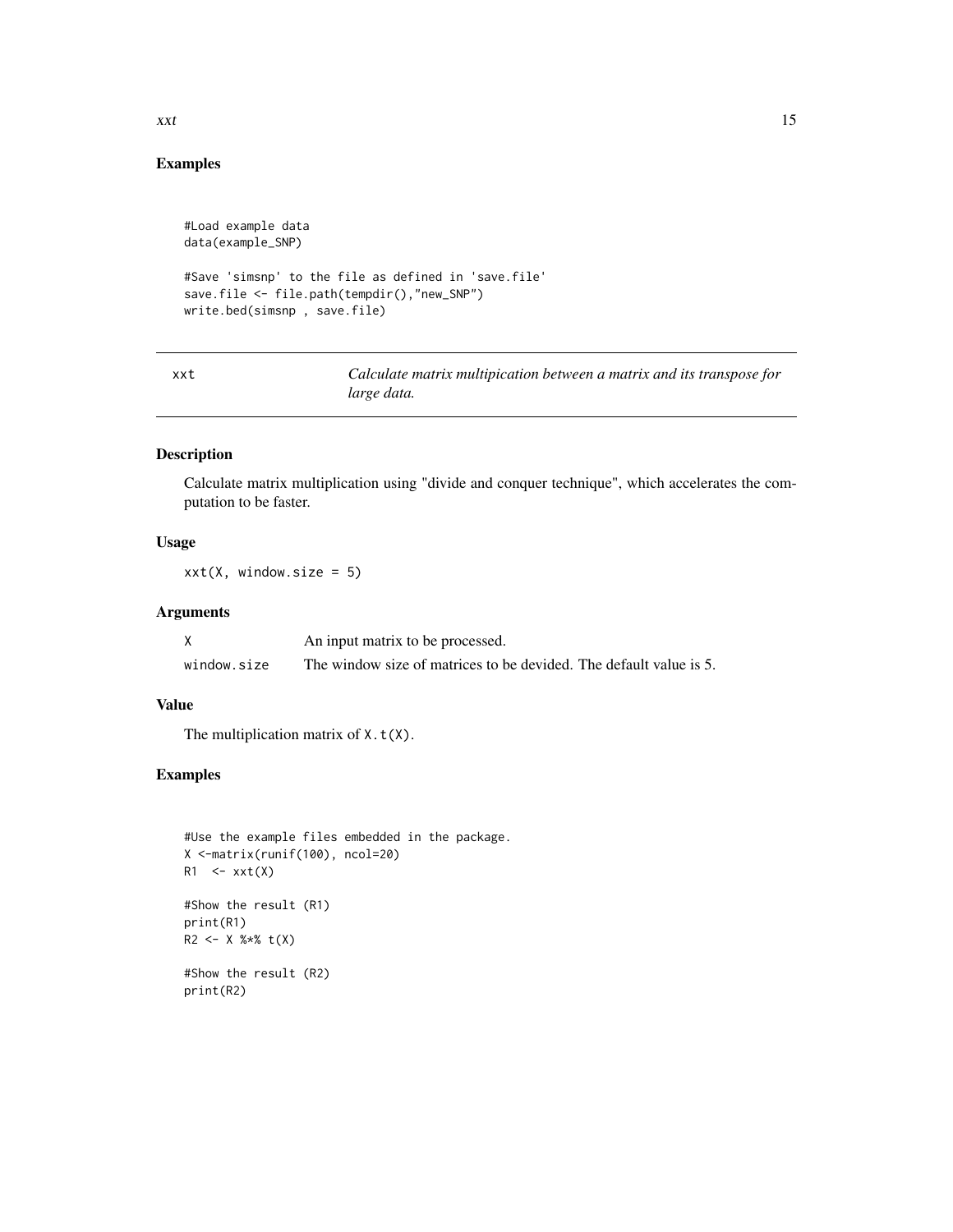## Examples

```
#Load example data
data(example_SNP)

#Save 'simsnp' to the file as defined in 'save.file'
save.file <- file.path(tempdir(),"new_SNP")
write.bed(simsnp , save.file)
```

---

## xxt — *Calculate matrix multipication between a matrix and its transpose for large data.*

### Description

Calculate matrix multiplication using "divide and conquer technique", which accelerates the computation to be faster.

### Usage

```
xxt(X, window.size = 5)
```

### Arguments

| | |
|---|---|
| `X` | An input matrix to be processed. |
| `window.size` | The window size of matrices to be devided. The default value is 5. |

### Value

The multiplication matrix of `X.t(X)`.

### Examples

```
#Use the example files embedded in the package.
X <-matrix(runif(100), ncol=20)
R1  <- xxt(X)

#Show the result (R1)
print(R1)
R2 <- X %*% t(X)

#Show the result (R2)
print(R2)
```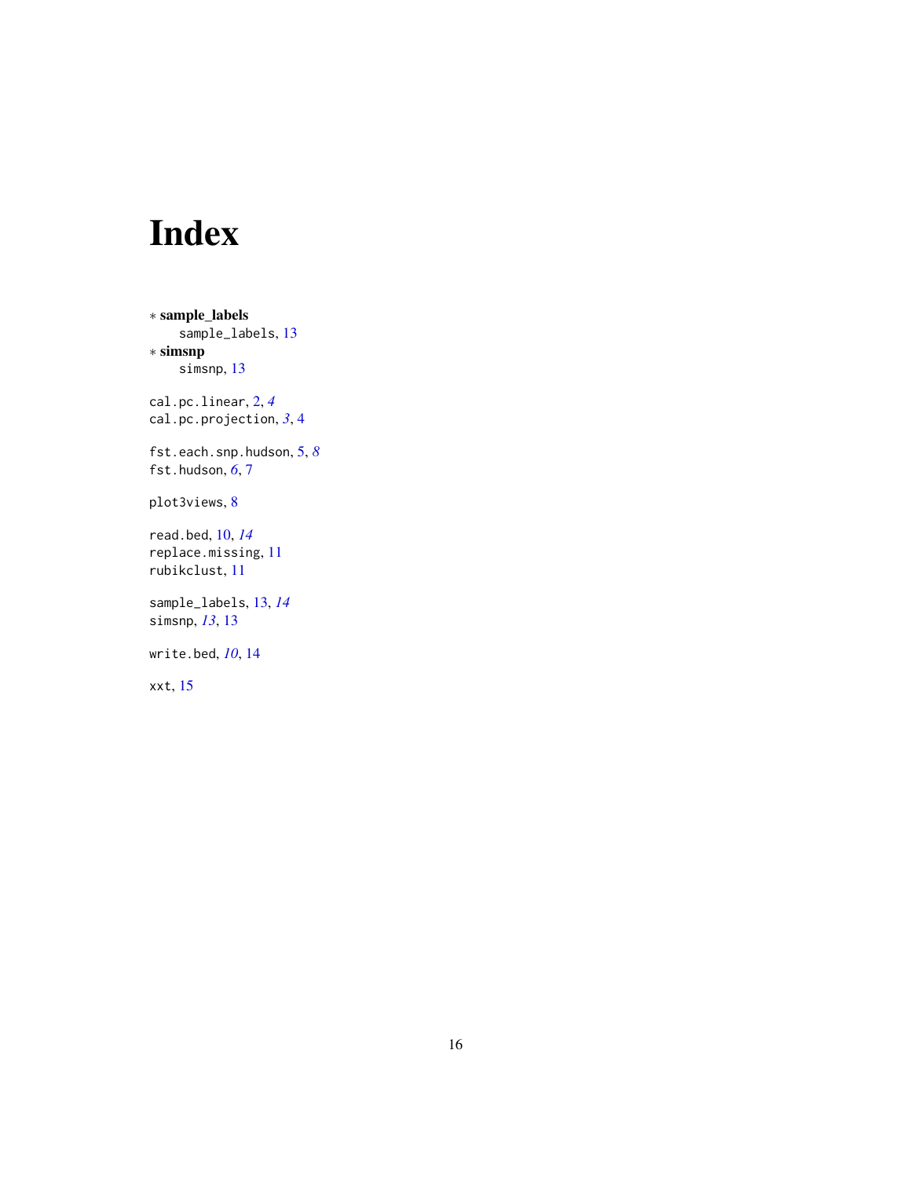# Index

∗ **sample_labels**
    sample_labels, 13

∗ **simsnp**
    simsnp, 13

cal.pc.linear, 2, *4*
cal.pc.projection, *3*, 4

fst.each.snp.hudson, 5, *8*
fst.hudson, *6*, 7

plot3views, 8

read.bed, 10, *14*
replace.missing, 11
rubikclust, 11

sample_labels, 13, *14*
simsnp, *13*, 13

write.bed, *10*, 14

xxt, 15